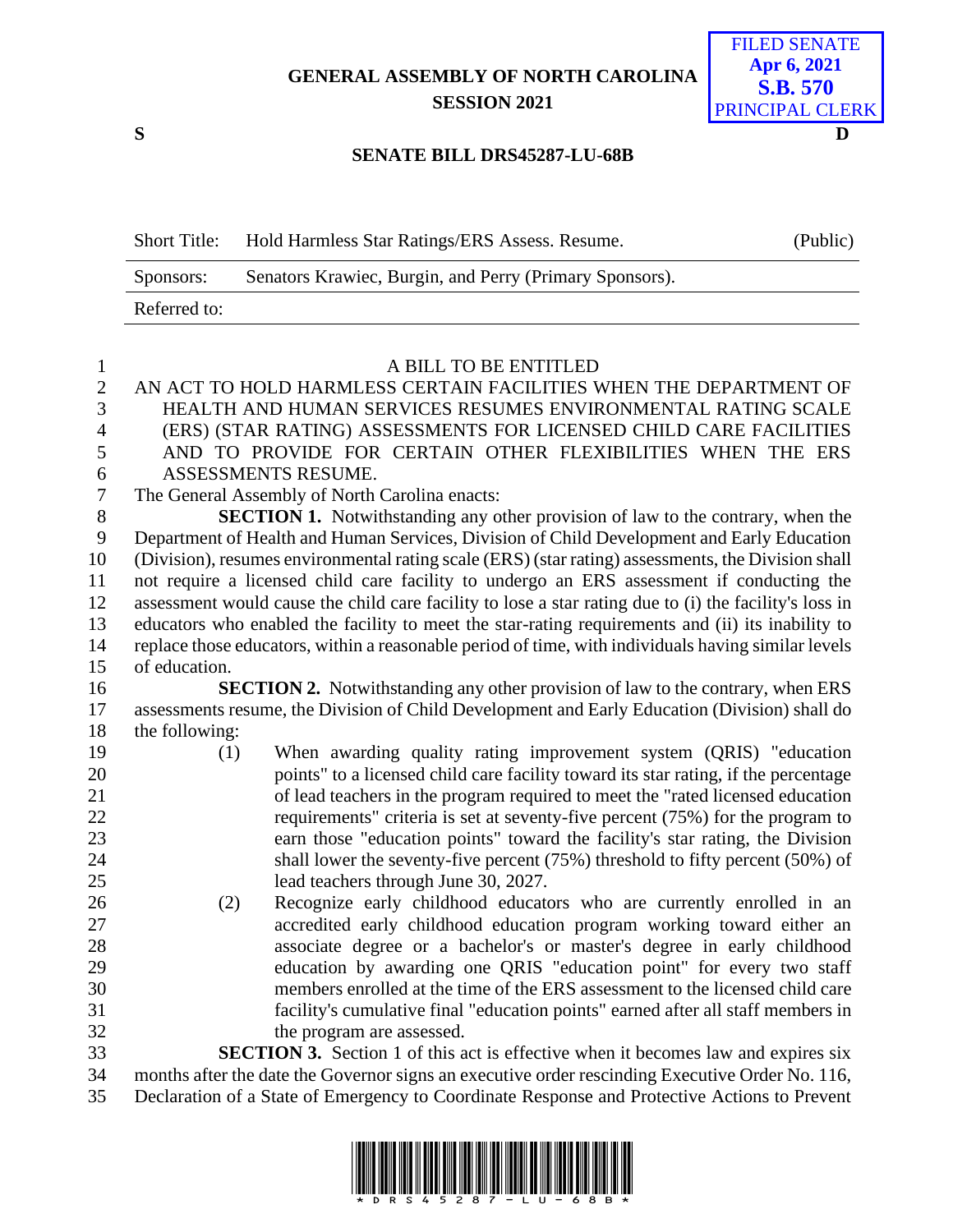GENERAL ASSEMBLY OF NORTH CAROLINA
SESSION 2021

FILED SENATE
Apr 6, 2021
S.B. 570
PRINCIPAL CLERK

S D

## SENATE BILL DRS45287-LU-68B

| Short Title: | Hold Harmless Star Ratings/ERS Assess. Resume. | (Public) |
|---|---|---|
| Sponsors: | Senators Krawiec, Burgin, and Perry (Primary Sponsors). | |
| Referred to: | | |

A BILL TO BE ENTITLED

AN ACT TO HOLD HARMLESS CERTAIN FACILITIES WHEN THE DEPARTMENT OF HEALTH AND HUMAN SERVICES RESUMES ENVIRONMENTAL RATING SCALE (ERS) (STAR RATING) ASSESSMENTS FOR LICENSED CHILD CARE FACILITIES AND TO PROVIDE FOR CERTAIN OTHER FLEXIBILITIES WHEN THE ERS ASSESSMENTS RESUME.

The General Assembly of North Carolina enacts:

**SECTION 1.** Notwithstanding any other provision of law to the contrary, when the Department of Health and Human Services, Division of Child Development and Early Education (Division), resumes environmental rating scale (ERS) (star rating) assessments, the Division shall not require a licensed child care facility to undergo an ERS assessment if conducting the assessment would cause the child care facility to lose a star rating due to (i) the facility's loss in educators who enabled the facility to meet the star-rating requirements and (ii) its inability to replace those educators, within a reasonable period of time, with individuals having similar levels of education.

**SECTION 2.** Notwithstanding any other provision of law to the contrary, when ERS assessments resume, the Division of Child Development and Early Education (Division) shall do the following:

(1) When awarding quality rating improvement system (QRIS) "education points" to a licensed child care facility toward its star rating, if the percentage of lead teachers in the program required to meet the "rated licensed education requirements" criteria is set at seventy-five percent (75%) for the program to earn those "education points" toward the facility's star rating, the Division shall lower the seventy-five percent (75%) threshold to fifty percent (50%) of lead teachers through June 30, 2027.

(2) Recognize early childhood educators who are currently enrolled in an accredited early childhood education program working toward either an associate degree or a bachelor's or master's degree in early childhood education by awarding one QRIS "education point" for every two staff members enrolled at the time of the ERS assessment to the licensed child care facility's cumulative final "education points" earned after all staff members in the program are assessed.

**SECTION 3.** Section 1 of this act is effective when it becomes law and expires six months after the date the Governor signs an executive order rescinding Executive Order No. 116, Declaration of a State of Emergency to Coordinate Response and Protective Actions to Prevent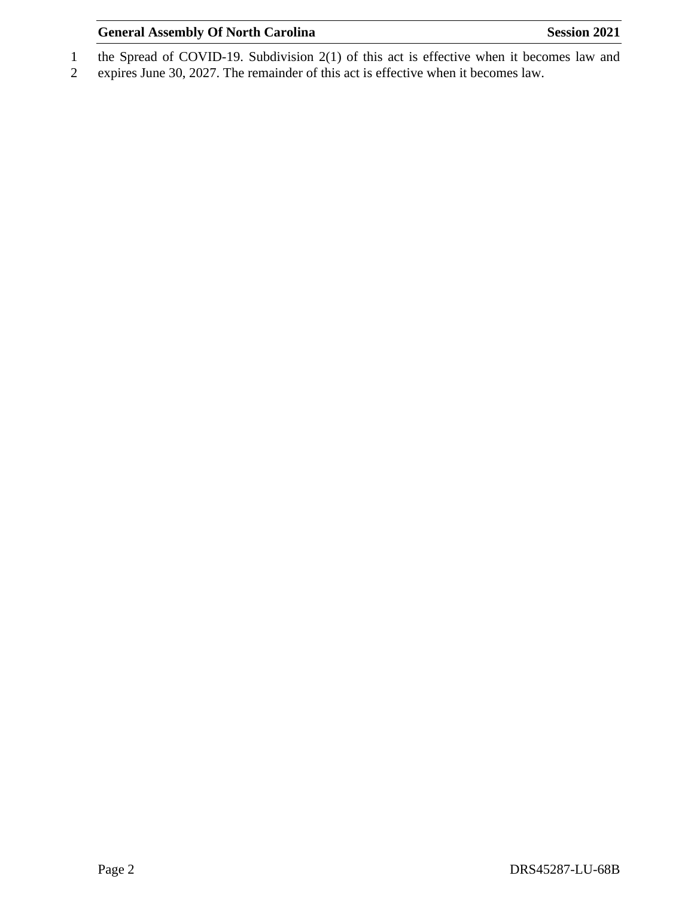the Spread of COVID-19. Subdivision 2(1) of this act is effective when it becomes law and expires June 30, 2027. The remainder of this act is effective when it becomes law.